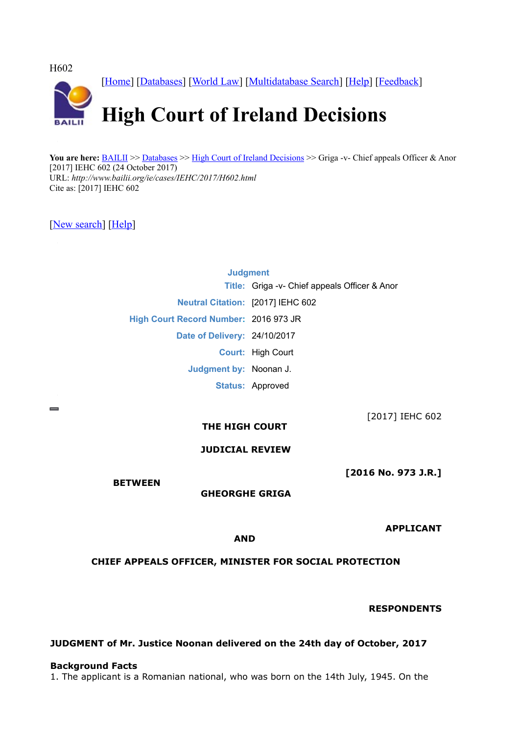H602

[Home] [Databases] [World Law] [Multidatabase Search] [Help] [Feedback]

# High Court of Ireland Decisions

**You are here:** BAILII >> Databases >> High Court of Ireland Decisions >> Griga -v- Chief appeals Officer & Anor [2017] IEHC 602 (24 October 2017)
URL: *http://www.bailii.org/ie/cases/IEHC/2017/H602.html*
Cite as: [2017] IEHC 602

[New search] [Help]

| | |
|---|---|
| **Judgment** | |
| **Title:** | Griga -v- Chief appeals Officer & Anor |
| **Neutral Citation:** | [2017] IEHC 602 |
| **High Court Record Number:** | 2016 973 JR |
| **Date of Delivery:** | 24/10/2017 |
| **Court:** | High Court |
| **Judgment by:** | Noonan J. |
| **Status:** | Approved |

[2017] IEHC 602

**THE HIGH COURT**

**JUDICIAL REVIEW**

**[2016 No. 973 J.R.]**

**BETWEEN**

**GHEORGHE GRIGA**

**APPLICANT**

**AND**

**CHIEF APPEALS OFFICER, MINISTER FOR SOCIAL PROTECTION**

**RESPONDENTS**

**JUDGMENT of Mr. Justice Noonan delivered on the 24th day of October, 2017**

**Background Facts**

1. The applicant is a Romanian national, who was born on the 14th July, 1945. On the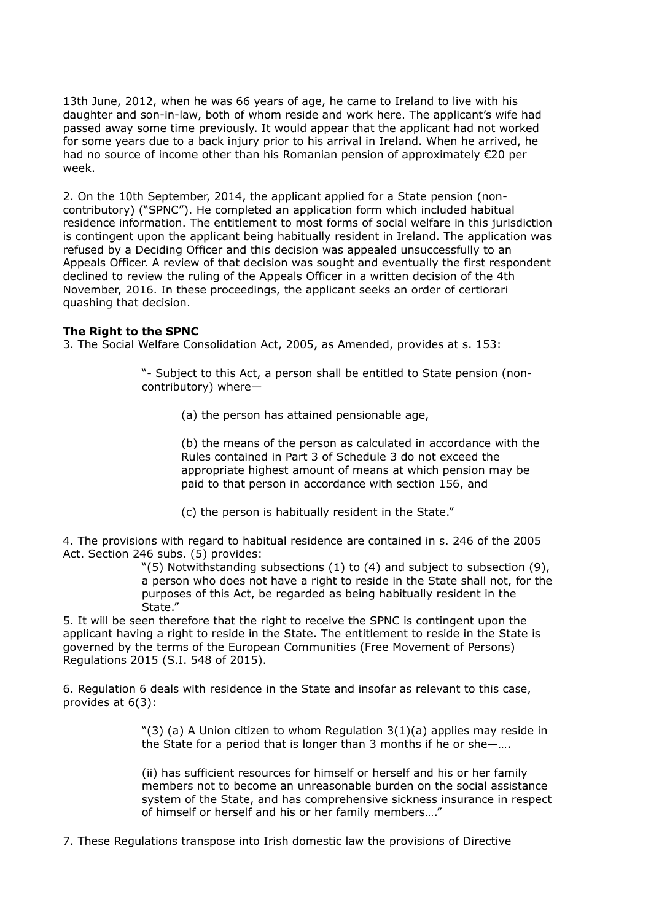13th June, 2012, when he was 66 years of age, he came to Ireland to live with his daughter and son-in-law, both of whom reside and work here. The applicant's wife had passed away some time previously. It would appear that the applicant had not worked for some years due to a back injury prior to his arrival in Ireland. When he arrived, he had no source of income other than his Romanian pension of approximately €20 per week.

2. On the 10th September, 2014, the applicant applied for a State pension (non-contributory) ("SPNC"). He completed an application form which included habitual residence information. The entitlement to most forms of social welfare in this jurisdiction is contingent upon the applicant being habitually resident in Ireland. The application was refused by a Deciding Officer and this decision was appealed unsuccessfully to an Appeals Officer. A review of that decision was sought and eventually the first respondent declined to review the ruling of the Appeals Officer in a written decision of the 4th November, 2016. In these proceedings, the applicant seeks an order of certiorari quashing that decision.

**The Right to the SPNC**

3. The Social Welfare Consolidation Act, 2005, as Amended, provides at s. 153:

> "- Subject to this Act, a person shall be entitled to State pension (non-contributory) where—
>
> (a) the person has attained pensionable age,
>
> (b) the means of the person as calculated in accordance with the Rules contained in Part 3 of Schedule 3 do not exceed the appropriate highest amount of means at which pension may be paid to that person in accordance with section 156, and
>
> (c) the person is habitually resident in the State."

4. The provisions with regard to habitual residence are contained in s. 246 of the 2005 Act. Section 246 subs. (5) provides:

> "(5) Notwithstanding subsections (1) to (4) and subject to subsection (9), a person who does not have a right to reside in the State shall not, for the purposes of this Act, be regarded as being habitually resident in the State."

5. It will be seen therefore that the right to receive the SPNC is contingent upon the applicant having a right to reside in the State. The entitlement to reside in the State is governed by the terms of the European Communities (Free Movement of Persons) Regulations 2015 (S.I. 548 of 2015).

6. Regulation 6 deals with residence in the State and insofar as relevant to this case, provides at 6(3):

> "(3) (a) A Union citizen to whom Regulation 3(1)(a) applies may reside in the State for a period that is longer than 3 months if he or she—….
>
> (ii) has sufficient resources for himself or herself and his or her family members not to become an unreasonable burden on the social assistance system of the State, and has comprehensive sickness insurance in respect of himself or herself and his or her family members…."

7. These Regulations transpose into Irish domestic law the provisions of Directive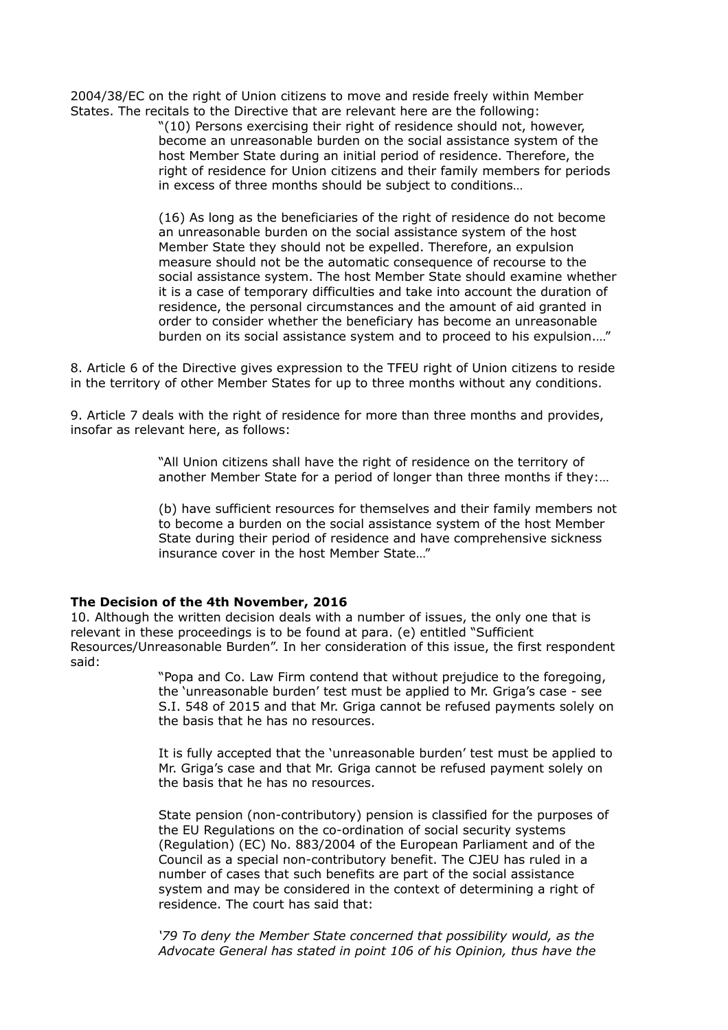2004/38/EC on the right of Union citizens to move and reside freely within Member States. The recitals to the Directive that are relevant here are the following:

> "(10) Persons exercising their right of residence should not, however, become an unreasonable burden on the social assistance system of the host Member State during an initial period of residence. Therefore, the right of residence for Union citizens and their family members for periods in excess of three months should be subject to conditions…
>
> (16) As long as the beneficiaries of the right of residence do not become an unreasonable burden on the social assistance system of the host Member State they should not be expelled. Therefore, an expulsion measure should not be the automatic consequence of recourse to the social assistance system. The host Member State should examine whether it is a case of temporary difficulties and take into account the duration of residence, the personal circumstances and the amount of aid granted in order to consider whether the beneficiary has become an unreasonable burden on its social assistance system and to proceed to his expulsion.…"

8. Article 6 of the Directive gives expression to the TFEU right of Union citizens to reside in the territory of other Member States for up to three months without any conditions.

9. Article 7 deals with the right of residence for more than three months and provides, insofar as relevant here, as follows:

> "All Union citizens shall have the right of residence on the territory of another Member State for a period of longer than three months if they:…
>
> (b) have sufficient resources for themselves and their family members not to become a burden on the social assistance system of the host Member State during their period of residence and have comprehensive sickness insurance cover in the host Member State…"

**The Decision of the 4th November, 2016**

10. Although the written decision deals with a number of issues, the only one that is relevant in these proceedings is to be found at para. (e) entitled "Sufficient Resources/Unreasonable Burden". In her consideration of this issue, the first respondent said:

> "Popa and Co. Law Firm contend that without prejudice to the foregoing, the 'unreasonable burden' test must be applied to Mr. Griga's case - see S.I. 548 of 2015 and that Mr. Griga cannot be refused payments solely on the basis that he has no resources.
>
> It is fully accepted that the 'unreasonable burden' test must be applied to Mr. Griga's case and that Mr. Griga cannot be refused payment solely on the basis that he has no resources.
>
> State pension (non-contributory) pension is classified for the purposes of the EU Regulations on the co-ordination of social security systems (Regulation) (EC) No. 883/2004 of the European Parliament and of the Council as a special non-contributory benefit. The CJEU has ruled in a number of cases that such benefits are part of the social assistance system and may be considered in the context of determining a right of residence. The court has said that:
>
> *'79 To deny the Member State concerned that possibility would, as the Advocate General has stated in point 106 of his Opinion, thus have the*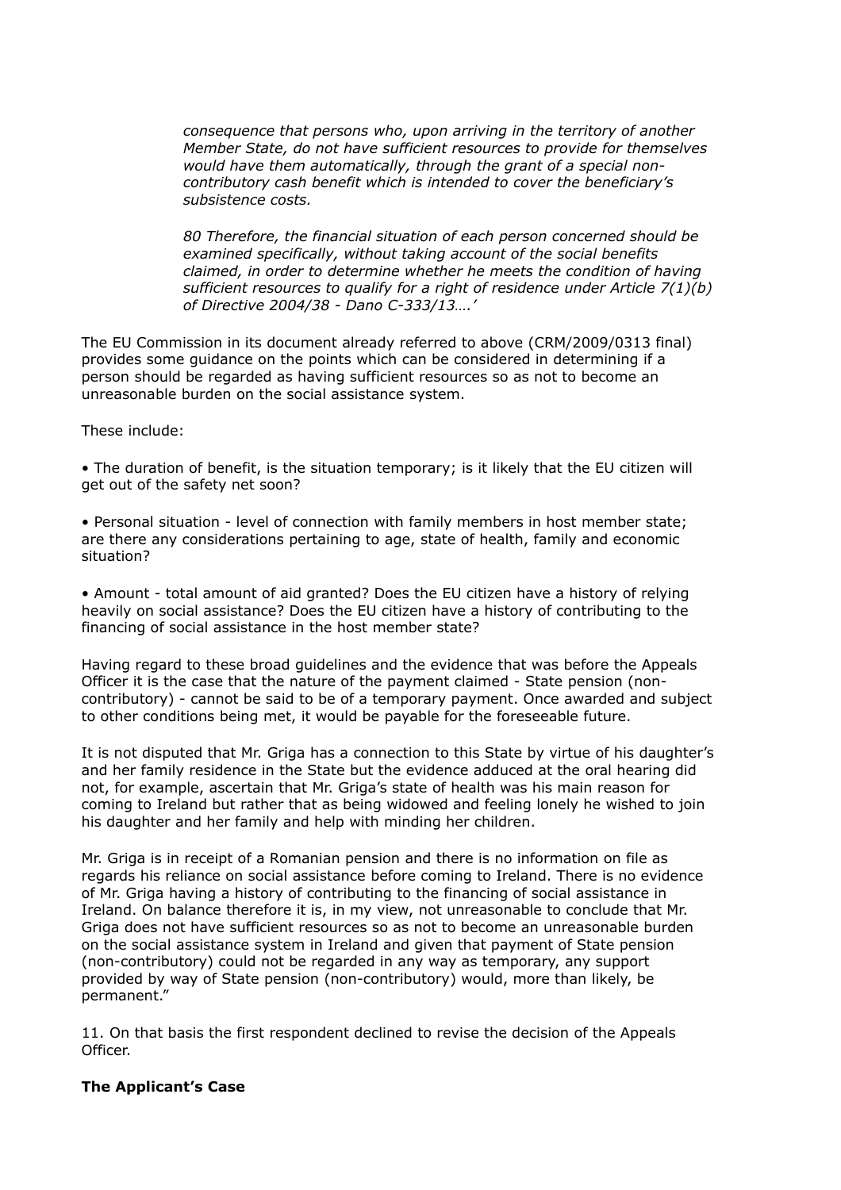*consequence that persons who, upon arriving in the territory of another Member State, do not have sufficient resources to provide for themselves would have them automatically, through the grant of a special non-contributory cash benefit which is intended to cover the beneficiary's subsistence costs.*

*80 Therefore, the financial situation of each person concerned should be examined specifically, without taking account of the social benefits claimed, in order to determine whether he meets the condition of having sufficient resources to qualify for a right of residence under Article 7(1)(b) of Directive 2004/38 - Dano C-333/13….'*

The EU Commission in its document already referred to above (CRM/2009/0313 final) provides some guidance on the points which can be considered in determining if a person should be regarded as having sufficient resources so as not to become an unreasonable burden on the social assistance system.

These include:

• The duration of benefit, is the situation temporary; is it likely that the EU citizen will get out of the safety net soon?

• Personal situation - level of connection with family members in host member state; are there any considerations pertaining to age, state of health, family and economic situation?

• Amount - total amount of aid granted? Does the EU citizen have a history of relying heavily on social assistance? Does the EU citizen have a history of contributing to the financing of social assistance in the host member state?

Having regard to these broad guidelines and the evidence that was before the Appeals Officer it is the case that the nature of the payment claimed - State pension (non-contributory) - cannot be said to be of a temporary payment. Once awarded and subject to other conditions being met, it would be payable for the foreseeable future.

It is not disputed that Mr. Griga has a connection to this State by virtue of his daughter's and her family residence in the State but the evidence adduced at the oral hearing did not, for example, ascertain that Mr. Griga's state of health was his main reason for coming to Ireland but rather that as being widowed and feeling lonely he wished to join his daughter and her family and help with minding her children.

Mr. Griga is in receipt of a Romanian pension and there is no information on file as regards his reliance on social assistance before coming to Ireland. There is no evidence of Mr. Griga having a history of contributing to the financing of social assistance in Ireland. On balance therefore it is, in my view, not unreasonable to conclude that Mr. Griga does not have sufficient resources so as not to become an unreasonable burden on the social assistance system in Ireland and given that payment of State pension (non-contributory) could not be regarded in any way as temporary, any support provided by way of State pension (non-contributory) would, more than likely, be permanent."

11. On that basis the first respondent declined to revise the decision of the Appeals Officer.

**The Applicant's Case**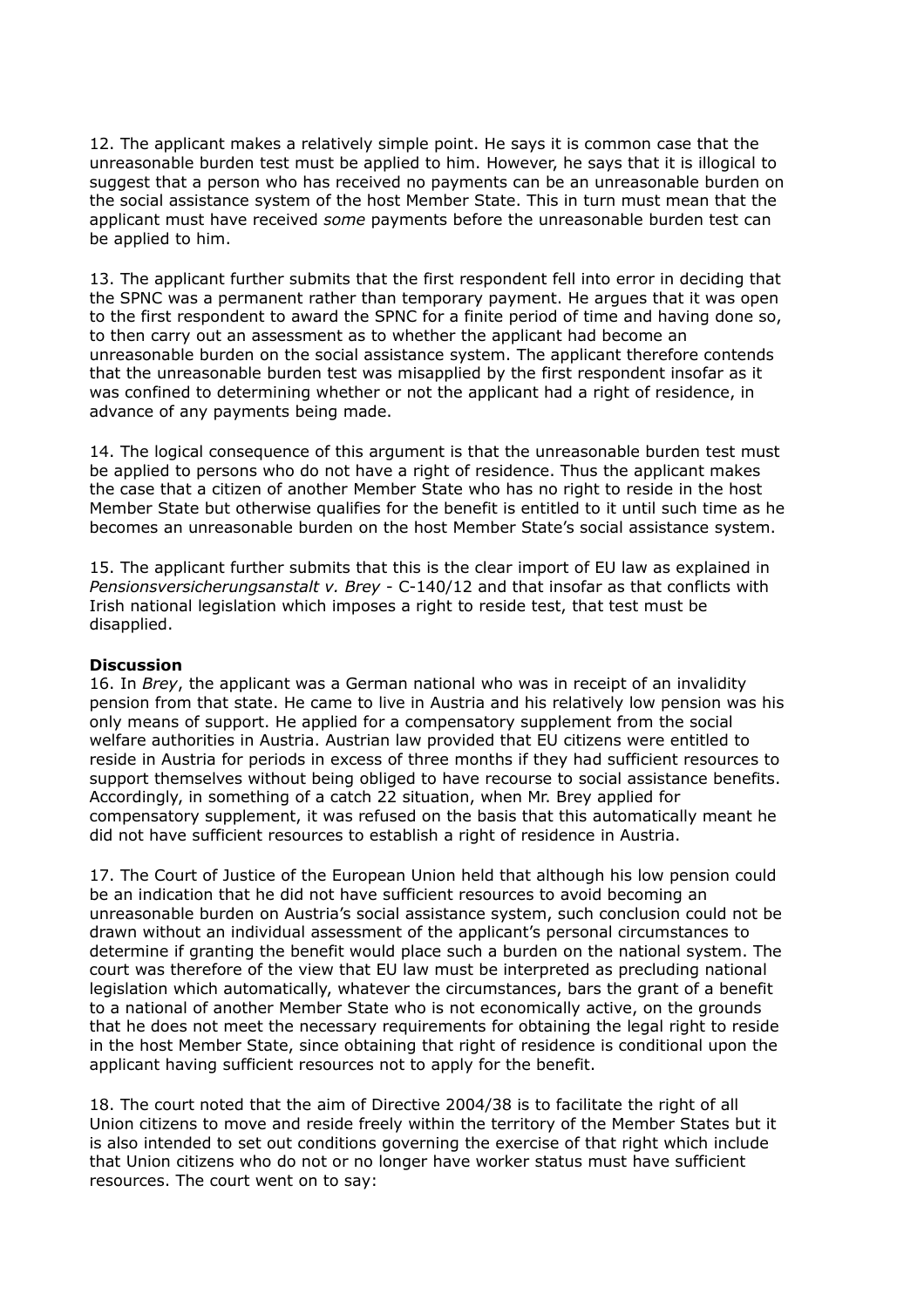12. The applicant makes a relatively simple point. He says it is common case that the unreasonable burden test must be applied to him. However, he says that it is illogical to suggest that a person who has received no payments can be an unreasonable burden on the social assistance system of the host Member State. This in turn must mean that the applicant must have received *some* payments before the unreasonable burden test can be applied to him.

13. The applicant further submits that the first respondent fell into error in deciding that the SPNC was a permanent rather than temporary payment. He argues that it was open to the first respondent to award the SPNC for a finite period of time and having done so, to then carry out an assessment as to whether the applicant had become an unreasonable burden on the social assistance system. The applicant therefore contends that the unreasonable burden test was misapplied by the first respondent insofar as it was confined to determining whether or not the applicant had a right of residence, in advance of any payments being made.

14. The logical consequence of this argument is that the unreasonable burden test must be applied to persons who do not have a right of residence. Thus the applicant makes the case that a citizen of another Member State who has no right to reside in the host Member State but otherwise qualifies for the benefit is entitled to it until such time as he becomes an unreasonable burden on the host Member State's social assistance system.

15. The applicant further submits that this is the clear import of EU law as explained in *Pensionsversicherungsanstalt v. Brey* - C-140/12 and that insofar as that conflicts with Irish national legislation which imposes a right to reside test, that test must be disapplied.

**Discussion**

16. In *Brey*, the applicant was a German national who was in receipt of an invalidity pension from that state. He came to live in Austria and his relatively low pension was his only means of support. He applied for a compensatory supplement from the social welfare authorities in Austria. Austrian law provided that EU citizens were entitled to reside in Austria for periods in excess of three months if they had sufficient resources to support themselves without being obliged to have recourse to social assistance benefits. Accordingly, in something of a catch 22 situation, when Mr. Brey applied for compensatory supplement, it was refused on the basis that this automatically meant he did not have sufficient resources to establish a right of residence in Austria.

17. The Court of Justice of the European Union held that although his low pension could be an indication that he did not have sufficient resources to avoid becoming an unreasonable burden on Austria's social assistance system, such conclusion could not be drawn without an individual assessment of the applicant's personal circumstances to determine if granting the benefit would place such a burden on the national system. The court was therefore of the view that EU law must be interpreted as precluding national legislation which automatically, whatever the circumstances, bars the grant of a benefit to a national of another Member State who is not economically active, on the grounds that he does not meet the necessary requirements for obtaining the legal right to reside in the host Member State, since obtaining that right of residence is conditional upon the applicant having sufficient resources not to apply for the benefit.

18. The court noted that the aim of Directive 2004/38 is to facilitate the right of all Union citizens to move and reside freely within the territory of the Member States but it is also intended to set out conditions governing the exercise of that right which include that Union citizens who do not or no longer have worker status must have sufficient resources. The court went on to say: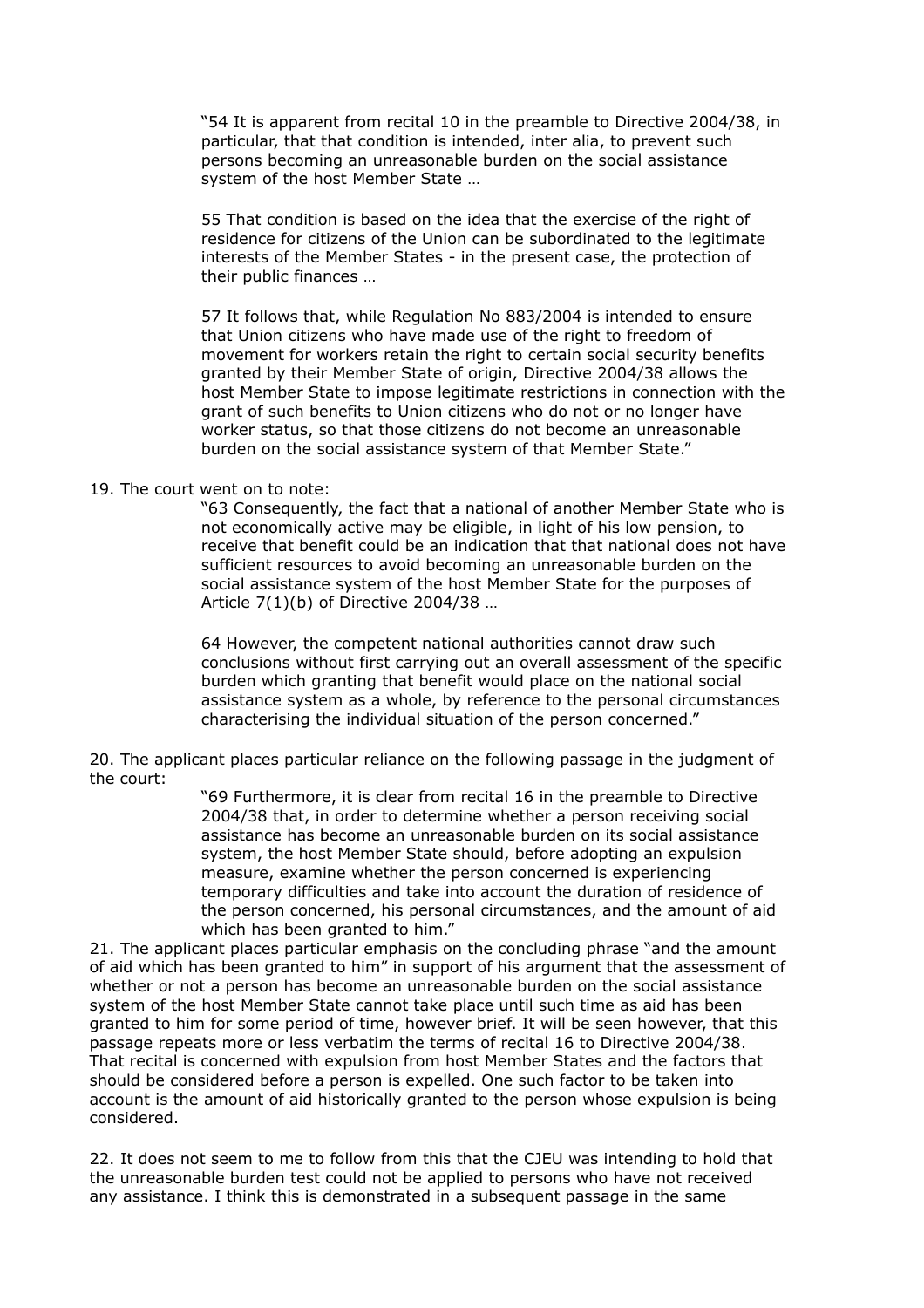> "54 It is apparent from recital 10 in the preamble to Directive 2004/38, in particular, that that condition is intended, inter alia, to prevent such persons becoming an unreasonable burden on the social assistance system of the host Member State …
>
> 55 That condition is based on the idea that the exercise of the right of residence for citizens of the Union can be subordinated to the legitimate interests of the Member States - in the present case, the protection of their public finances …
>
> 57 It follows that, while Regulation No 883/2004 is intended to ensure that Union citizens who have made use of the right to freedom of movement for workers retain the right to certain social security benefits granted by their Member State of origin, Directive 2004/38 allows the host Member State to impose legitimate restrictions in connection with the grant of such benefits to Union citizens who do not or no longer have worker status, so that those citizens do not become an unreasonable burden on the social assistance system of that Member State."

19. The court went on to note:

> "63 Consequently, the fact that a national of another Member State who is not economically active may be eligible, in light of his low pension, to receive that benefit could be an indication that that national does not have sufficient resources to avoid becoming an unreasonable burden on the social assistance system of the host Member State for the purposes of Article 7(1)(b) of Directive 2004/38 …
>
> 64 However, the competent national authorities cannot draw such conclusions without first carrying out an overall assessment of the specific burden which granting that benefit would place on the national social assistance system as a whole, by reference to the personal circumstances characterising the individual situation of the person concerned."

20. The applicant places particular reliance on the following passage in the judgment of the court:

> "69 Furthermore, it is clear from recital 16 in the preamble to Directive 2004/38 that, in order to determine whether a person receiving social assistance has become an unreasonable burden on its social assistance system, the host Member State should, before adopting an expulsion measure, examine whether the person concerned is experiencing temporary difficulties and take into account the duration of residence of the person concerned, his personal circumstances, and the amount of aid which has been granted to him."

21. The applicant places particular emphasis on the concluding phrase "and the amount of aid which has been granted to him" in support of his argument that the assessment of whether or not a person has become an unreasonable burden on the social assistance system of the host Member State cannot take place until such time as aid has been granted to him for some period of time, however brief. It will be seen however, that this passage repeats more or less verbatim the terms of recital 16 to Directive 2004/38. That recital is concerned with expulsion from host Member States and the factors that should be considered before a person is expelled. One such factor to be taken into account is the amount of aid historically granted to the person whose expulsion is being considered.

22. It does not seem to me to follow from this that the CJEU was intending to hold that the unreasonable burden test could not be applied to persons who have not received any assistance. I think this is demonstrated in a subsequent passage in the same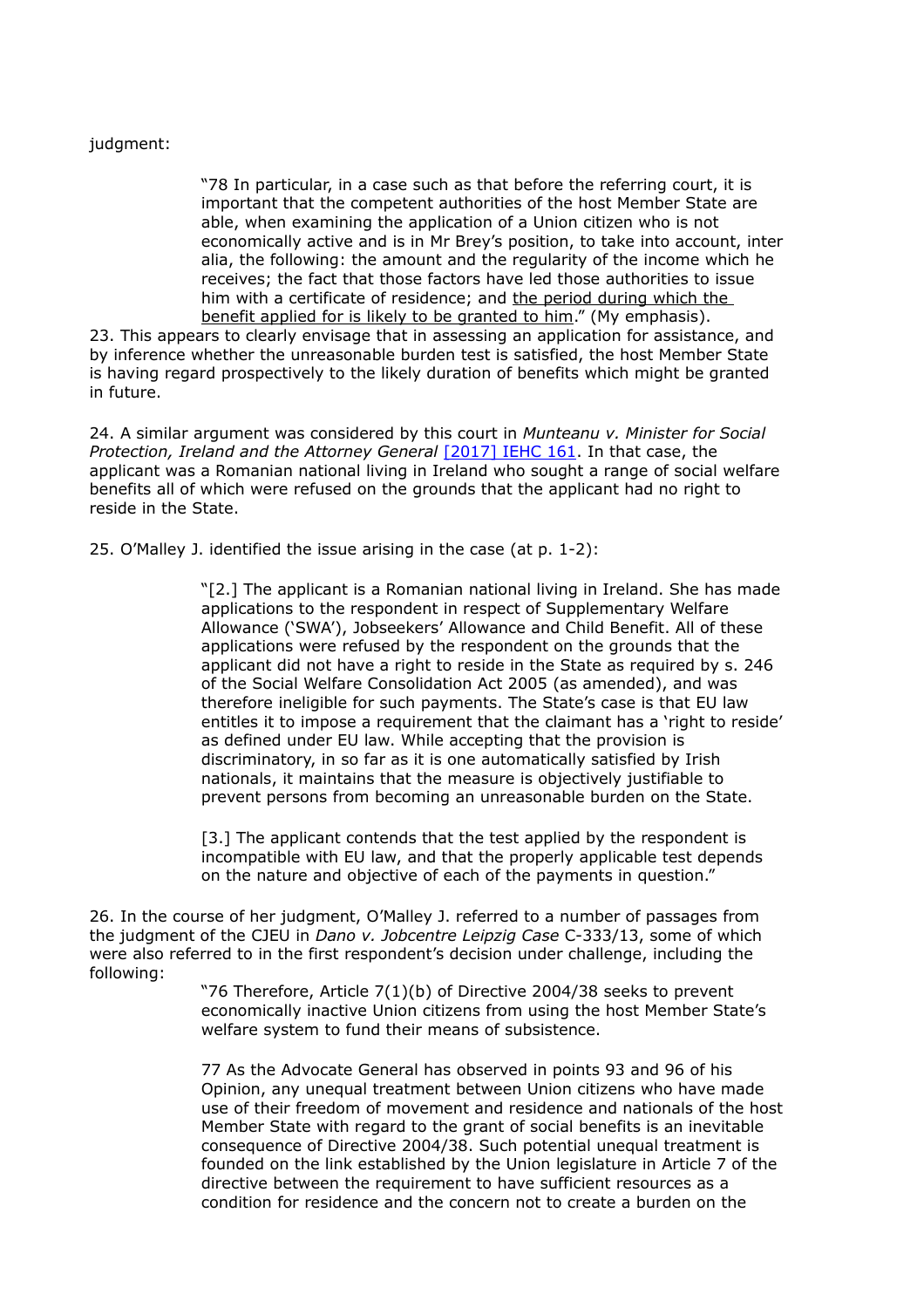judgment:

> "78 In particular, in a case such as that before the referring court, it is important that the competent authorities of the host Member State are able, when examining the application of a Union citizen who is not economically active and is in Mr Brey's position, to take into account, inter alia, the following: the amount and the regularity of the income which he receives; the fact that those factors have led those authorities to issue him with a certificate of residence; and <u>the period during which the benefit applied for is likely to be granted to him</u>." (My emphasis).

23. This appears to clearly envisage that in assessing an application for assistance, and by inference whether the unreasonable burden test is satisfied, the host Member State is having regard prospectively to the likely duration of benefits which might be granted in future.

24. A similar argument was considered by this court in *Munteanu v. Minister for Social Protection, Ireland and the Attorney General* [2017] IEHC 161. In that case, the applicant was a Romanian national living in Ireland who sought a range of social welfare benefits all of which were refused on the grounds that the applicant had no right to reside in the State.

25. O'Malley J. identified the issue arising in the case (at p. 1-2):

> "[2.] The applicant is a Romanian national living in Ireland. She has made applications to the respondent in respect of Supplementary Welfare Allowance ('SWA'), Jobseekers' Allowance and Child Benefit. All of these applications were refused by the respondent on the grounds that the applicant did not have a right to reside in the State as required by s. 246 of the Social Welfare Consolidation Act 2005 (as amended), and was therefore ineligible for such payments. The State's case is that EU law entitles it to impose a requirement that the claimant has a 'right to reside' as defined under EU law. While accepting that the provision is discriminatory, in so far as it is one automatically satisfied by Irish nationals, it maintains that the measure is objectively justifiable to prevent persons from becoming an unreasonable burden on the State.
>
> [3.] The applicant contends that the test applied by the respondent is incompatible with EU law, and that the properly applicable test depends on the nature and objective of each of the payments in question."

26. In the course of her judgment, O'Malley J. referred to a number of passages from the judgment of the CJEU in *Dano v. Jobcentre Leipzig Case* C-333/13, some of which were also referred to in the first respondent's decision under challenge, including the following:

> "76 Therefore, Article 7(1)(b) of Directive 2004/38 seeks to prevent economically inactive Union citizens from using the host Member State's welfare system to fund their means of subsistence.
>
> 77 As the Advocate General has observed in points 93 and 96 of his Opinion, any unequal treatment between Union citizens who have made use of their freedom of movement and residence and nationals of the host Member State with regard to the grant of social benefits is an inevitable consequence of Directive 2004/38. Such potential unequal treatment is founded on the link established by the Union legislature in Article 7 of the directive between the requirement to have sufficient resources as a condition for residence and the concern not to create a burden on the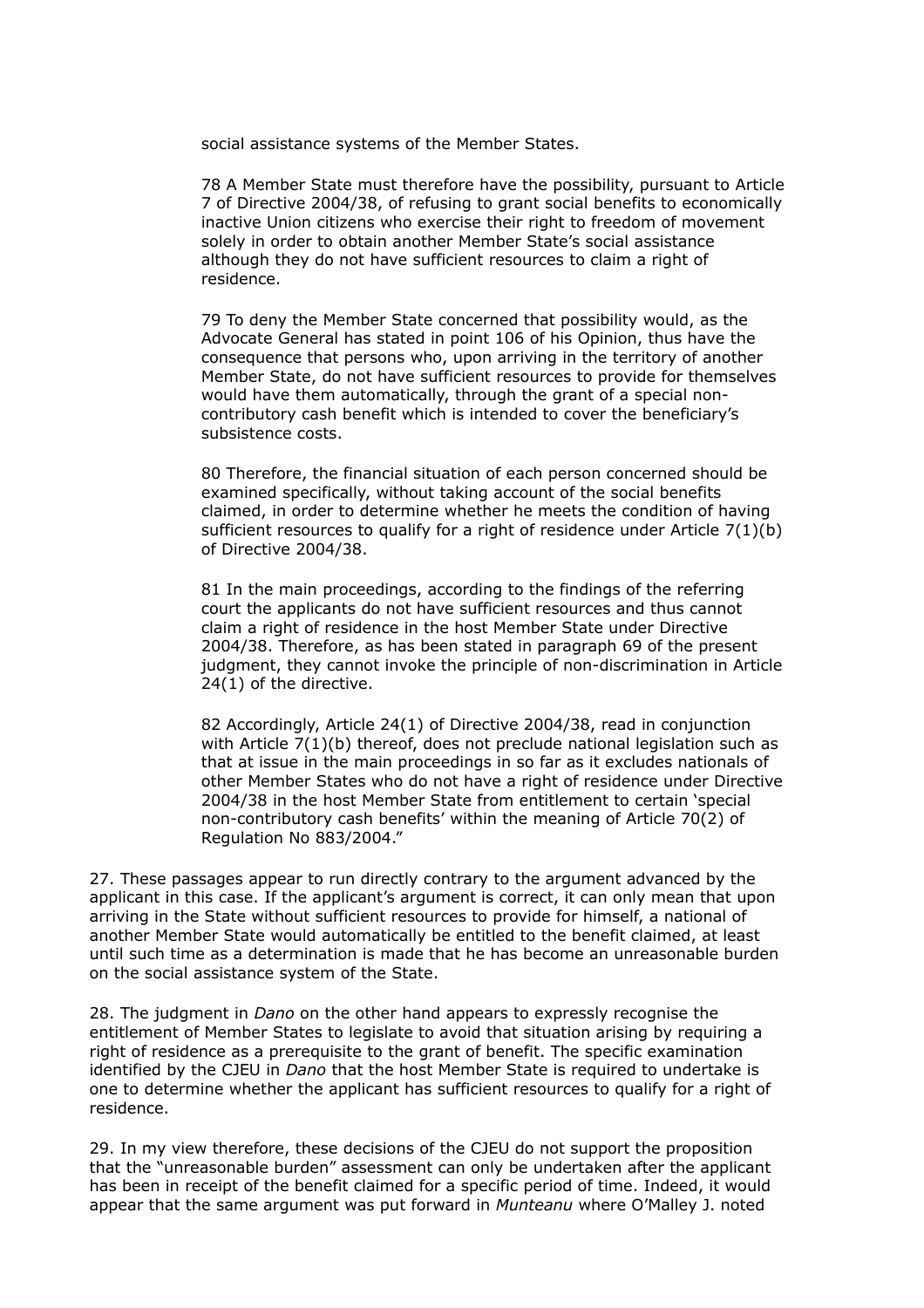social assistance systems of the Member States.

> 78 A Member State must therefore have the possibility, pursuant to Article 7 of Directive 2004/38, of refusing to grant social benefits to economically inactive Union citizens who exercise their right to freedom of movement solely in order to obtain another Member State's social assistance although they do not have sufficient resources to claim a right of residence.
>
> 79 To deny the Member State concerned that possibility would, as the Advocate General has stated in point 106 of his Opinion, thus have the consequence that persons who, upon arriving in the territory of another Member State, do not have sufficient resources to provide for themselves would have them automatically, through the grant of a special non-contributory cash benefit which is intended to cover the beneficiary's subsistence costs.
>
> 80 Therefore, the financial situation of each person concerned should be examined specifically, without taking account of the social benefits claimed, in order to determine whether he meets the condition of having sufficient resources to qualify for a right of residence under Article 7(1)(b) of Directive 2004/38.
>
> 81 In the main proceedings, according to the findings of the referring court the applicants do not have sufficient resources and thus cannot claim a right of residence in the host Member State under Directive 2004/38. Therefore, as has been stated in paragraph 69 of the present judgment, they cannot invoke the principle of non-discrimination in Article 24(1) of the directive.
>
> 82 Accordingly, Article 24(1) of Directive 2004/38, read in conjunction with Article 7(1)(b) thereof, does not preclude national legislation such as that at issue in the main proceedings in so far as it excludes nationals of other Member States who do not have a right of residence under Directive 2004/38 in the host Member State from entitlement to certain 'special non-contributory cash benefits' within the meaning of Article 70(2) of Regulation No 883/2004."

27. These passages appear to run directly contrary to the argument advanced by the applicant in this case. If the applicant's argument is correct, it can only mean that upon arriving in the State without sufficient resources to provide for himself, a national of another Member State would automatically be entitled to the benefit claimed, at least until such time as a determination is made that he has become an unreasonable burden on the social assistance system of the State.

28. The judgment in *Dano* on the other hand appears to expressly recognise the entitlement of Member States to legislate to avoid that situation arising by requiring a right of residence as a prerequisite to the grant of benefit. The specific examination identified by the CJEU in *Dano* that the host Member State is required to undertake is one to determine whether the applicant has sufficient resources to qualify for a right of residence.

29. In my view therefore, these decisions of the CJEU do not support the proposition that the "unreasonable burden" assessment can only be undertaken after the applicant has been in receipt of the benefit claimed for a specific period of time. Indeed, it would appear that the same argument was put forward in *Munteanu* where O'Malley J. noted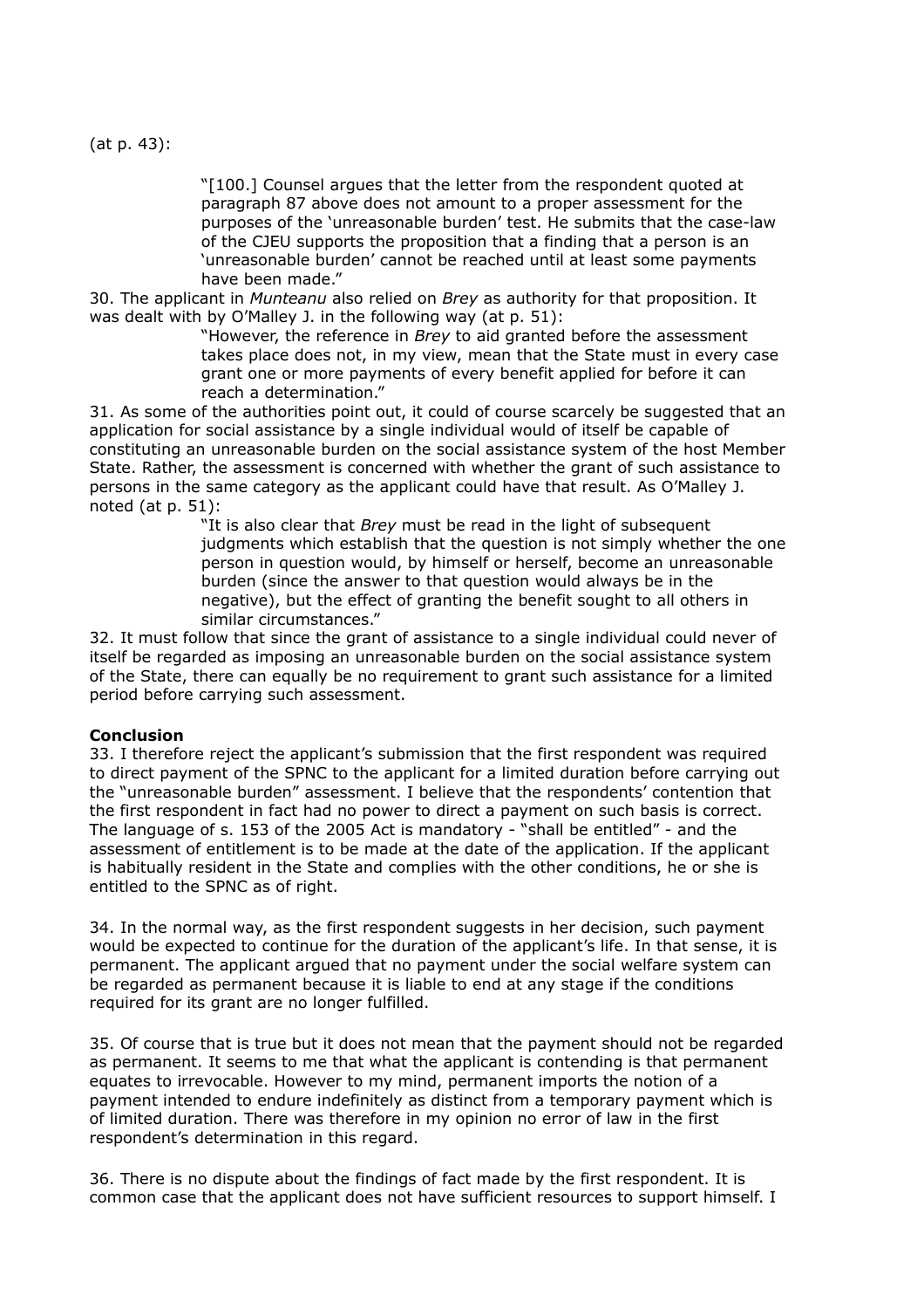(at p. 43):

> "[100.] Counsel argues that the letter from the respondent quoted at paragraph 87 above does not amount to a proper assessment for the purposes of the 'unreasonable burden' test. He submits that the case-law of the CJEU supports the proposition that a finding that a person is an 'unreasonable burden' cannot be reached until at least some payments have been made."

30. The applicant in *Munteanu* also relied on *Brey* as authority for that proposition. It was dealt with by O'Malley J. in the following way (at p. 51):

> "However, the reference in *Brey* to aid granted before the assessment takes place does not, in my view, mean that the State must in every case grant one or more payments of every benefit applied for before it can reach a determination."

31. As some of the authorities point out, it could of course scarcely be suggested that an application for social assistance by a single individual would of itself be capable of constituting an unreasonable burden on the social assistance system of the host Member State. Rather, the assessment is concerned with whether the grant of such assistance to persons in the same category as the applicant could have that result. As O'Malley J. noted (at p. 51):

> "It is also clear that *Brey* must be read in the light of subsequent judgments which establish that the question is not simply whether the one person in question would, by himself or herself, become an unreasonable burden (since the answer to that question would always be in the negative), but the effect of granting the benefit sought to all others in similar circumstances."

32. It must follow that since the grant of assistance to a single individual could never of itself be regarded as imposing an unreasonable burden on the social assistance system of the State, there can equally be no requirement to grant such assistance for a limited period before carrying such assessment.

**Conclusion**

33. I therefore reject the applicant's submission that the first respondent was required to direct payment of the SPNC to the applicant for a limited duration before carrying out the "unreasonable burden" assessment. I believe that the respondents' contention that the first respondent in fact had no power to direct a payment on such basis is correct. The language of s. 153 of the 2005 Act is mandatory - "shall be entitled" - and the assessment of entitlement is to be made at the date of the application. If the applicant is habitually resident in the State and complies with the other conditions, he or she is entitled to the SPNC as of right.

34. In the normal way, as the first respondent suggests in her decision, such payment would be expected to continue for the duration of the applicant's life. In that sense, it is permanent. The applicant argued that no payment under the social welfare system can be regarded as permanent because it is liable to end at any stage if the conditions required for its grant are no longer fulfilled.

35. Of course that is true but it does not mean that the payment should not be regarded as permanent. It seems to me that what the applicant is contending is that permanent equates to irrevocable. However to my mind, permanent imports the notion of a payment intended to endure indefinitely as distinct from a temporary payment which is of limited duration. There was therefore in my opinion no error of law in the first respondent's determination in this regard.

36. There is no dispute about the findings of fact made by the first respondent. It is common case that the applicant does not have sufficient resources to support himself. I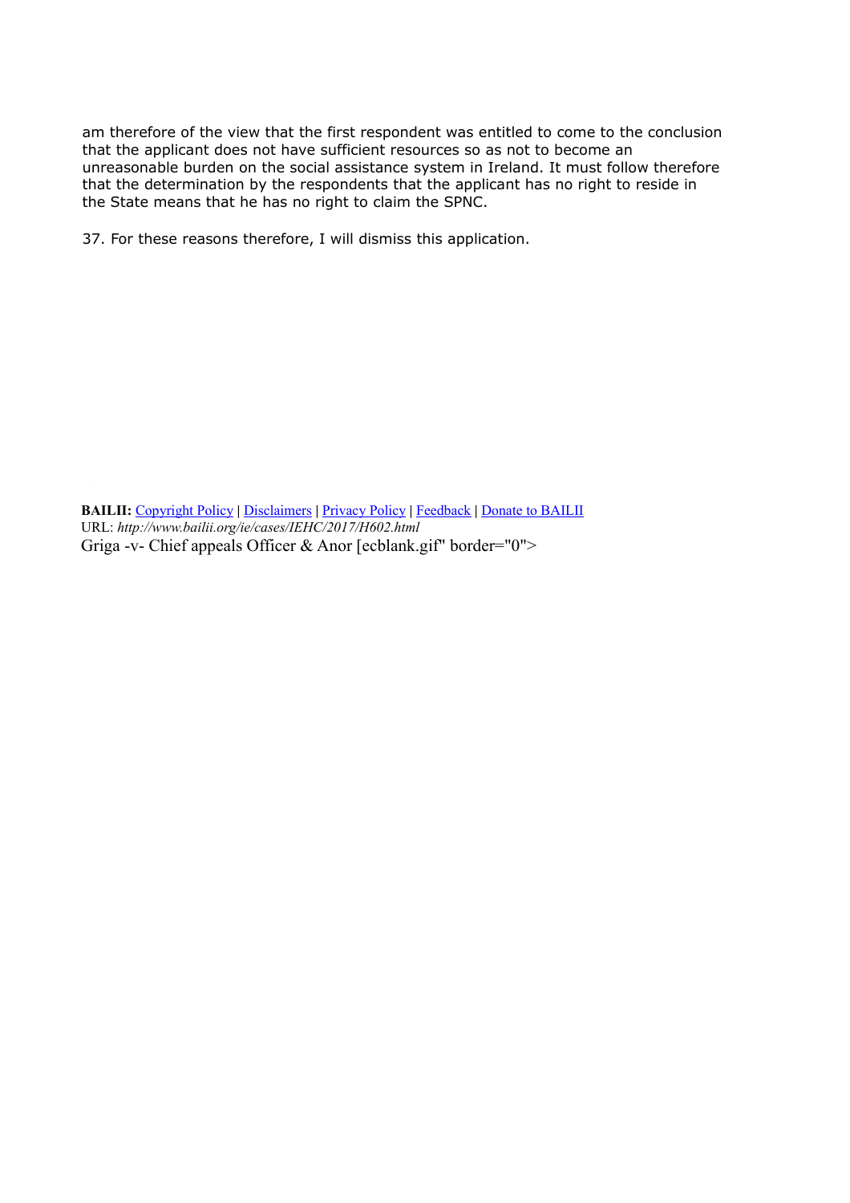am therefore of the view that the first respondent was entitled to come to the conclusion that the applicant does not have sufficient resources so as not to become an unreasonable burden on the social assistance system in Ireland. It must follow therefore that the determination by the respondents that the applicant has no right to reside in the State means that he has no right to claim the SPNC.

37. For these reasons therefore, I will dismiss this application.

**BAILII:** Copyright Policy | Disclaimers | Privacy Policy | Feedback | Donate to BAILII
URL: *http://www.bailii.org/ie/cases/IEHC/2017/H602.html*
Griga -v- Chief appeals Officer & Anor [ecblank.gif" border="0">